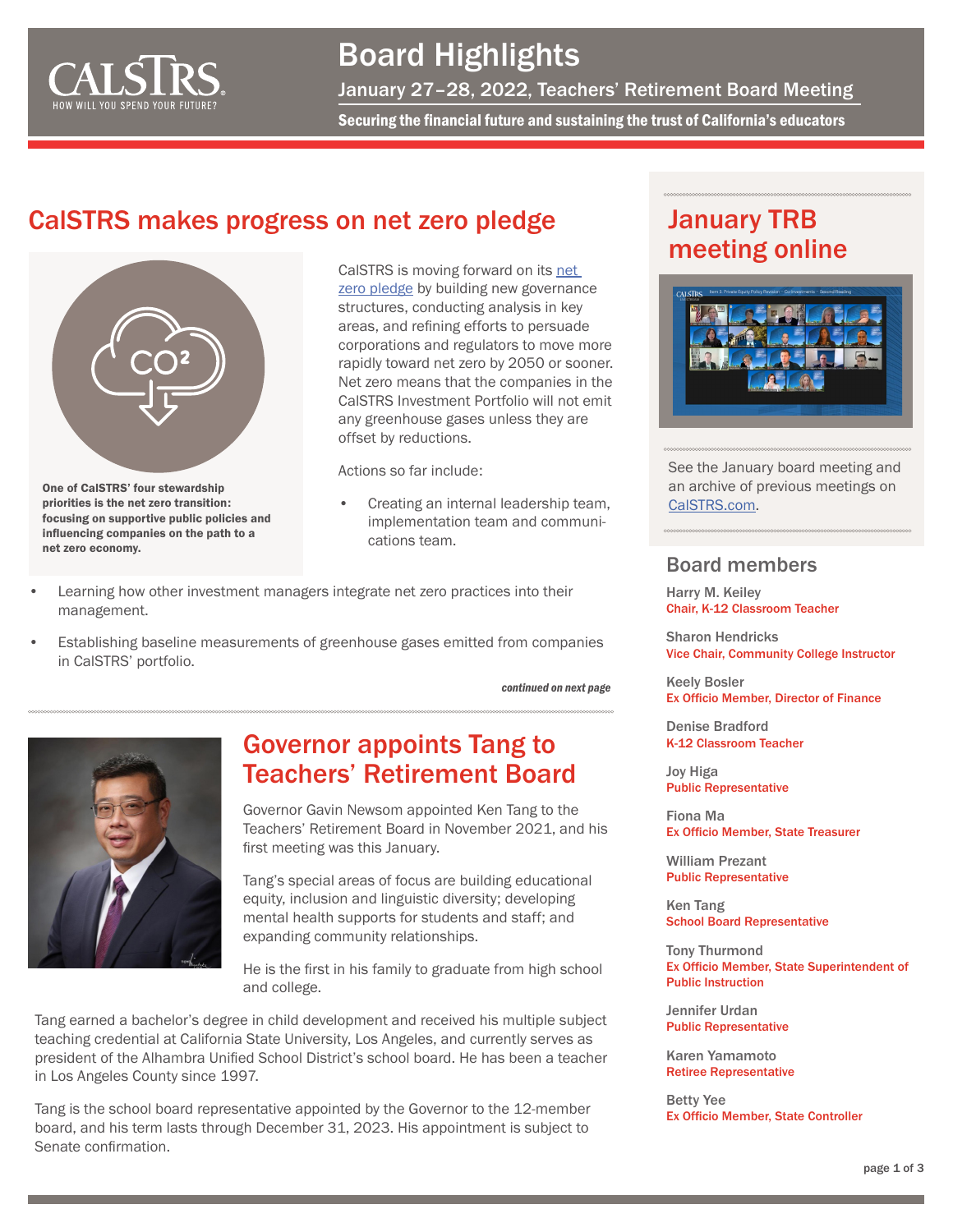# Board Highlights

January 27–28, 2022, Teachers' Retirement Board Meeting

**Securing the financial future and sustaining the trust of California's educators**

## CalSTRS makes progress on net zero pledge

**One of CalSTRS' four stewardship priorities is the net zero transition: focusing on supportive public policies and influencing companies on the path to a net zero economy.**

CalSTRS is moving forward on its net zero pledge by building new governance structures, conducting analysis in key areas, and refining efforts to persuade corporations and regulators to move more rapidly toward net zero by 2050 or sooner. Net zero means that the companies in the CalSTRS Investment Portfolio will not emit any greenhouse gases unless they are offset by reductions.

Actions so far include:

- Creating an internal leadership team, implementation team and communications team.
- Learning how other investment managers integrate net zero practices into their management.
- Establishing baseline measurements of greenhouse gases emitted from companies in CalSTRS' portfolio.

*continued on next page*

## Governor appoints Tang to Teachers' Retirement Board

Governor Gavin Newsom appointed Ken Tang to the Teachers' Retirement Board in November 2021, and his first meeting was this January.

Tang's special areas of focus are building educational equity, inclusion and linguistic diversity; developing mental health supports for students and staff; and expanding community relationships.

He is the first in his family to graduate from high school and college.

Tang earned a bachelor's degree in child development and received his multiple subject teaching credential at California State University, Los Angeles, and currently serves as president of the Alhambra Unified School District's school board. He has been a teacher in Los Angeles County since 1997.

Tang is the school board representative appointed by the Governor to the 12-member board, and his term lasts through December 31, 2023. His appointment is subject to Senate confirmation.

## January TRB meeting online

See the January board meeting and an archive of previous meetings on CalSTRS.com.

### Board members

Harry M. Keiley
Chair, K-12 Classroom Teacher

Sharon Hendricks
Vice Chair, Community College Instructor

Keely Bosler
Ex Officio Member, Director of Finance

Denise Bradford
K-12 Classroom Teacher

Joy Higa
Public Representative

Fiona Ma
Ex Officio Member, State Treasurer

William Prezant
Public Representative

Ken Tang
School Board Representative

Tony Thurmond
Ex Officio Member, State Superintendent of Public Instruction

Jennifer Urdan
Public Representative

Karen Yamamoto
Retiree Representative

Betty Yee
Ex Officio Member, State Controller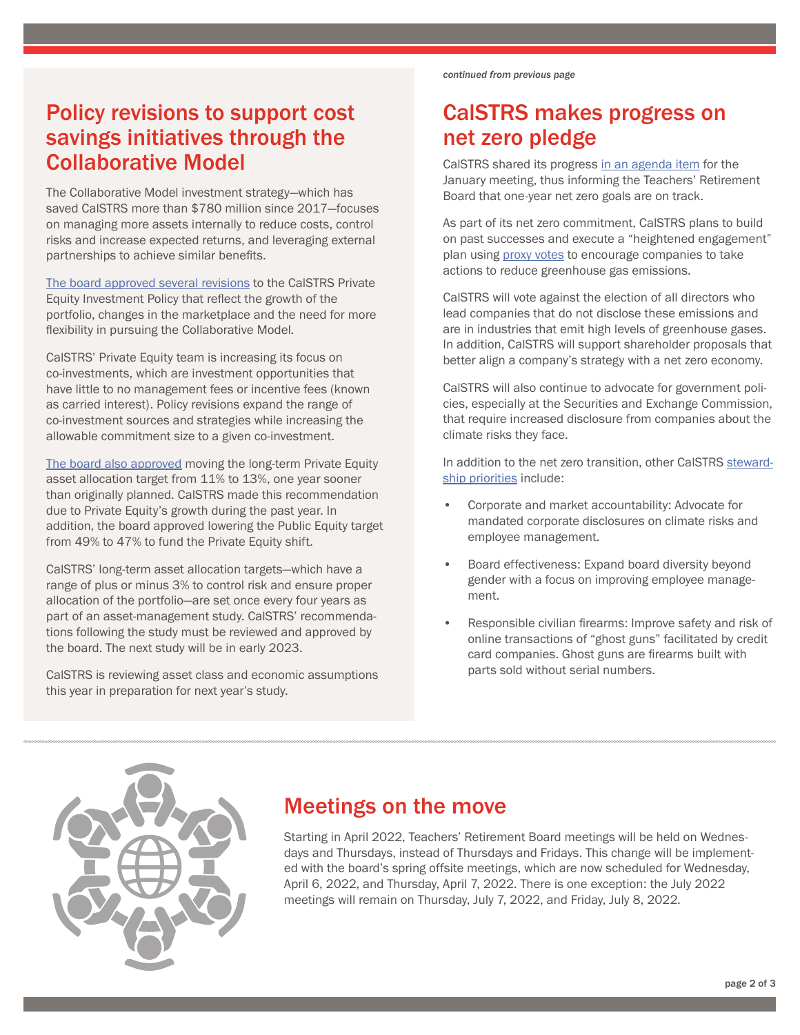## Policy revisions to support cost savings initiatives through the Collaborative Model

The Collaborative Model investment strategy—which has saved CalSTRS more than $780 million since 2017—focuses on managing more assets internally to reduce costs, control risks and increase expected returns, and leveraging external partnerships to achieve similar benefits.

The board approved several revisions to the CalSTRS Private Equity Investment Policy that reflect the growth of the portfolio, changes in the marketplace and the need for more flexibility in pursuing the Collaborative Model.

CalSTRS' Private Equity team is increasing its focus on co-investments, which are investment opportunities that have little to no management fees or incentive fees (known as carried interest). Policy revisions expand the range of co-investment sources and strategies while increasing the allowable commitment size to a given co-investment.

The board also approved moving the long-term Private Equity asset allocation target from 11% to 13%, one year sooner than originally planned. CalSTRS made this recommendation due to Private Equity's growth during the past year. In addition, the board approved lowering the Public Equity target from 49% to 47% to fund the Private Equity shift.

CalSTRS' long-term asset allocation targets—which have a range of plus or minus 3% to control risk and ensure proper allocation of the portfolio—are set once every four years as part of an asset-management study. CalSTRS' recommendations following the study must be reviewed and approved by the board. The next study will be in early 2023.

CalSTRS is reviewing asset class and economic assumptions this year in preparation for next year's study.

*continued from previous page*

## CalSTRS makes progress on net zero pledge

CalSTRS shared its progress in an agenda item for the January meeting, thus informing the Teachers' Retirement Board that one-year net zero goals are on track.

As part of its net zero commitment, CalSTRS plans to build on past successes and execute a "heightened engagement" plan using proxy votes to encourage companies to take actions to reduce greenhouse gas emissions.

CalSTRS will vote against the election of all directors who lead companies that do not disclose these emissions and are in industries that emit high levels of greenhouse gases. In addition, CalSTRS will support shareholder proposals that better align a company's strategy with a net zero economy.

CalSTRS will also continue to advocate for government policies, especially at the Securities and Exchange Commission, that require increased disclosure from companies about the climate risks they face.

In addition to the net zero transition, other CalSTRS stewardship priorities include:

- Corporate and market accountability: Advocate for mandated corporate disclosures on climate risks and employee management.
- Board effectiveness: Expand board diversity beyond gender with a focus on improving employee management.
- Responsible civilian firearms: Improve safety and risk of online transactions of "ghost guns" facilitated by credit card companies. Ghost guns are firearms built with parts sold without serial numbers.

## Meetings on the move

Starting in April 2022, Teachers' Retirement Board meetings will be held on Wednesdays and Thursdays, instead of Thursdays and Fridays. This change will be implemented with the board's spring offsite meetings, which are now scheduled for Wednesday, April 6, 2022, and Thursday, April 7, 2022. There is one exception: the July 2022 meetings will remain on Thursday, July 7, 2022, and Friday, July 8, 2022.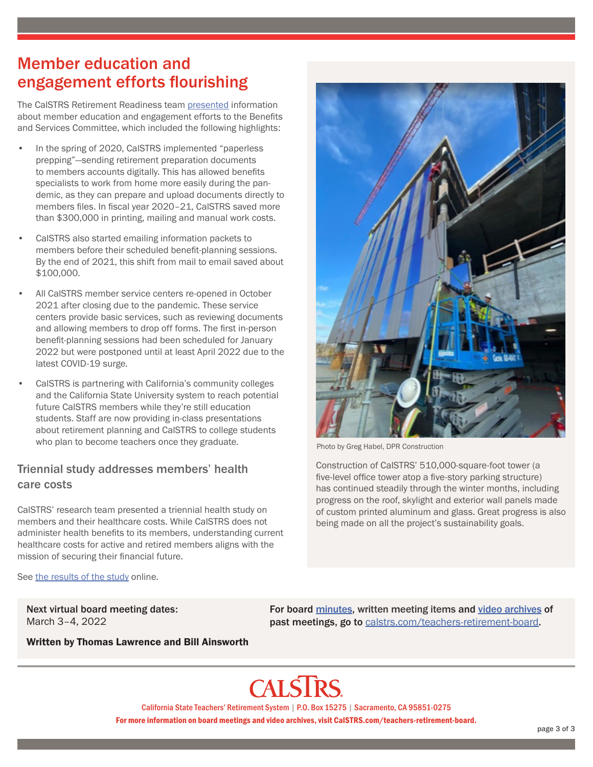## Member education and engagement efforts flourishing

The CalSTRS Retirement Readiness team presented information about member education and engagement efforts to the Benefits and Services Committee, which included the following highlights:

- In the spring of 2020, CalSTRS implemented "paperless prepping"—sending retirement preparation documents to members accounts digitally. This has allowed benefits specialists to work from home more easily during the pandemic, as they can prepare and upload documents directly to members files. In fiscal year 2020–21, CalSTRS saved more than $300,000 in printing, mailing and manual work costs.
- CalSTRS also started emailing information packets to members before their scheduled benefit-planning sessions. By the end of 2021, this shift from mail to email saved about $100,000.
- All CalSTRS member service centers re-opened in October 2021 after closing due to the pandemic. These service centers provide basic services, such as reviewing documents and allowing members to drop off forms. The first in-person benefit-planning sessions had been scheduled for January 2022 but were postponed until at least April 2022 due to the latest COVID-19 surge.
- CalSTRS is partnering with California's community colleges and the California State University system to reach potential future CalSTRS members while they're still education students. Staff are now providing in-class presentations about retirement planning and CalSTRS to college students who plan to become teachers once they graduate.

### Triennial study addresses members' health care costs

CalSTRS' research team presented a triennial health study on members and their healthcare costs. While CalSTRS does not administer health benefits to its members, understanding current healthcare costs for active and retired members aligns with the mission of securing their financial future.

See the results of the study online.

Photo by Greg Habel, DPR Construction

Construction of CalSTRS' 510,000-square-foot tower (a five-level office tower atop a five-story parking structure) has continued steadily through the winter months, including progress on the roof, skylight and exterior wall panels made of custom printed aluminum and glass. Great progress is also being made on all the project's sustainability goals.

**Next virtual board meeting dates:**
March 3–4, 2022

**For board minutes, written meeting items and video archives of past meetings, go to calstrs.com/teachers-retirement-board.**

**Written by Thomas Lawrence and Bill Ainsworth**

CALSTRS

California State Teachers' Retirement System | P.O. Box 15275 | Sacramento, CA 95851-0275

**For more information on board meetings and video archives, visit CalSTRS.com/teachers-retirement-board.**